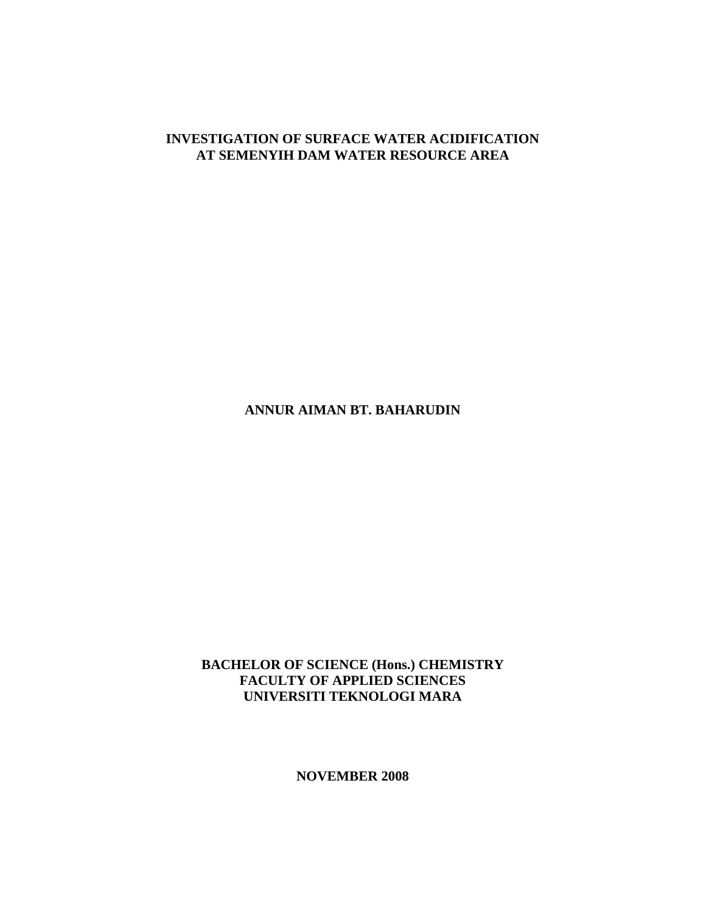# INVESTIGATION OF SURFACE WATER ACIDIFICATION AT SEMENYIH DAM WATER RESOURCE AREA

**ANNUR AIMAN BT. BAHARUDIN**

**BACHELOR OF SCIENCE (Hons.) CHEMISTRY**
**FACULTY OF APPLIED SCIENCES**
**UNIVERSITI TEKNOLOGI MARA**

**NOVEMBER 2008**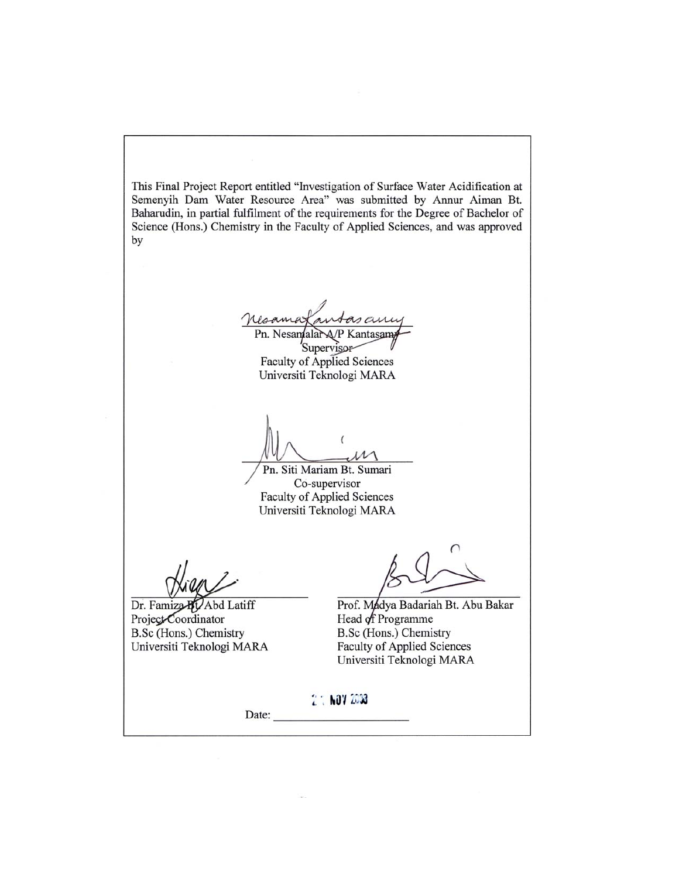This Final Project Report entitled "Investigation of Surface Water Acidification at Semenyih Dam Water Resource Area" was submitted by Annur Aiman Bt. Baharudin, in partial fulfilment of the requirements for the Degree of Bachelor of Science (Hons.) Chemistry in the Faculty of Applied Sciences, and was approved by

Pn. Nesamalar A/P Kantasamy
Supervisor
Faculty of Applied Sciences
Universiti Teknologi MARA

Pn. Siti Mariam Bt. Sumari
Co-supervisor
Faculty of Applied Sciences
Universiti Teknologi MARA

Dr. Famiza Bt. Abd Latiff
Project Coordinator
B.Sc (Hons.) Chemistry
Universiti Teknologi MARA

Prof. Madya Badariah Bt. Abu Bakar
Head of Programme
B.Sc (Hons.) Chemistry
Faculty of Applied Sciences
Universiti Teknologi MARA

Date: 2 NOV 2008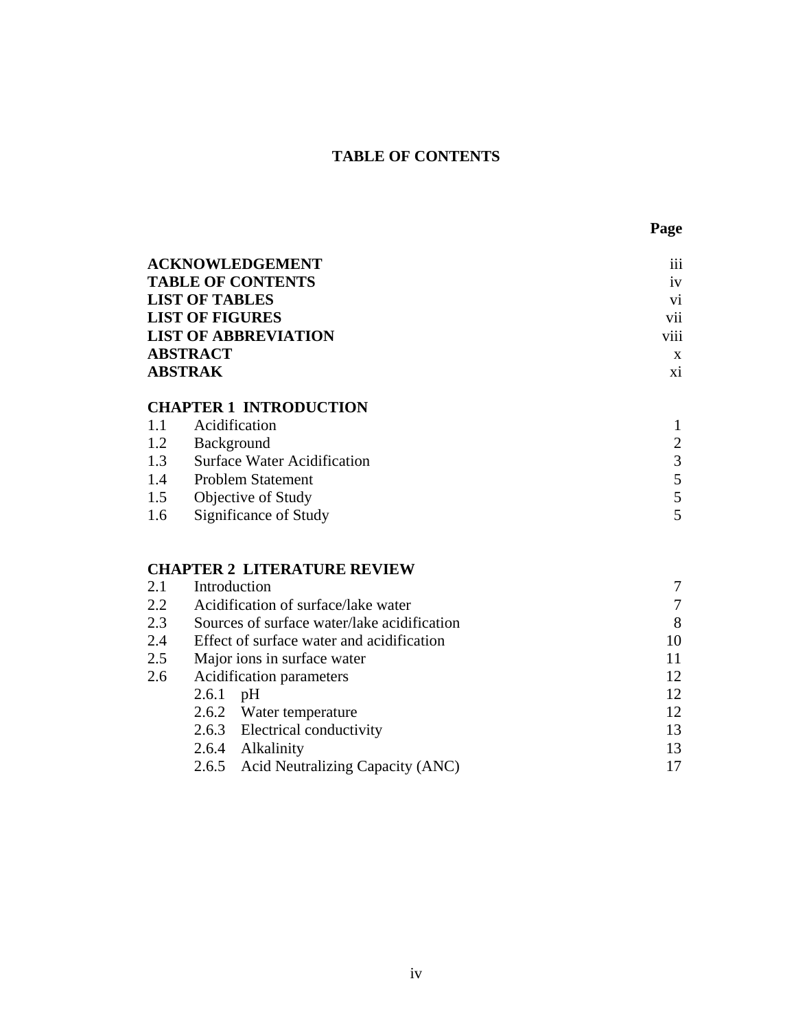# TABLE OF CONTENTS

| | Page |
|---|---|
| **ACKNOWLEDGEMENT** | iii |
| **TABLE OF CONTENTS** | iv |
| **LIST OF TABLES** | vi |
| **LIST OF FIGURES** | vii |
| **LIST OF ABBREVIATION** | viii |
| **ABSTRACT** | x |
| **ABSTRAK** | xi |
| | |
| **CHAPTER 1 INTRODUCTION** | |
| 1.1 Acidification | 1 |
| 1.2 Background | 2 |
| 1.3 Surface Water Acidification | 3 |
| 1.4 Problem Statement | 5 |
| 1.5 Objective of Study | 5 |
| 1.6 Significance of Study | 5 |
| | |
| **CHAPTER 2 LITERATURE REVIEW** | |
| 2.1 Introduction | 7 |
| 2.2 Acidification of surface/lake water | 7 |
| 2.3 Sources of surface water/lake acidification | 8 |
| 2.4 Effect of surface water and acidification | 10 |
| 2.5 Major ions in surface water | 11 |
| 2.6 Acidification parameters | 12 |
| 2.6.1 pH | 12 |
| 2.6.2 Water temperature | 12 |
| 2.6.3 Electrical conductivity | 13 |
| 2.6.4 Alkalinity | 13 |
| 2.6.5 Acid Neutralizing Capacity (ANC) | 17 |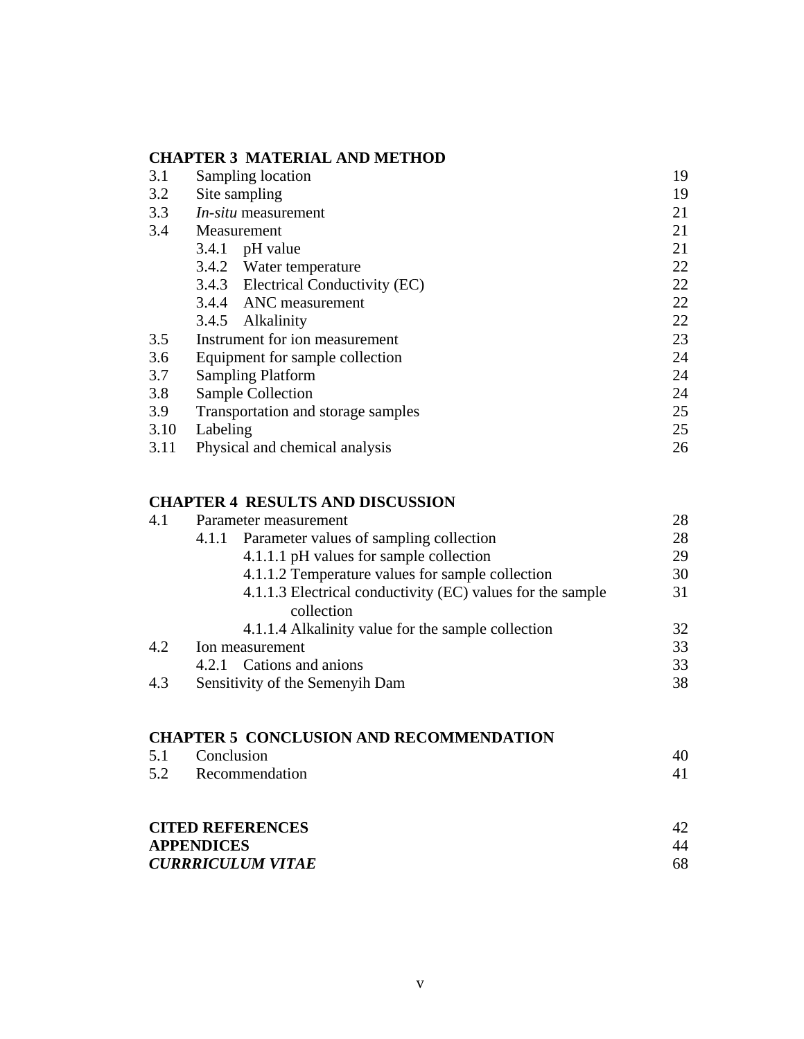**CHAPTER 3 MATERIAL AND METHOD**

| | | |
|---|---|---|
| 3.1 | Sampling location | 19 |
| 3.2 | Site sampling | 19 |
| 3.3 | *In-situ* measurement | 21 |
| 3.4 | Measurement | 21 |
| | 3.4.1 pH value | 21 |
| | 3.4.2 Water temperature | 22 |
| | 3.4.3 Electrical Conductivity (EC) | 22 |
| | 3.4.4 ANC measurement | 22 |
| | 3.4.5 Alkalinity | 22 |
| 3.5 | Instrument for ion measurement | 23 |
| 3.6 | Equipment for sample collection | 24 |
| 3.7 | Sampling Platform | 24 |
| 3.8 | Sample Collection | 24 |
| 3.9 | Transportation and storage samples | 25 |
| 3.10 | Labeling | 25 |
| 3.11 | Physical and chemical analysis | 26 |

**CHAPTER 4 RESULTS AND DISCUSSION**

| | | |
|---|---|---|
| 4.1 | Parameter measurement | 28 |
| | 4.1.1 Parameter values of sampling collection | 28 |
| | 4.1.1.1 pH values for sample collection | 29 |
| | 4.1.1.2 Temperature values for sample collection | 30 |
| | 4.1.1.3 Electrical conductivity (EC) values for the sample collection | 31 |
| | 4.1.1.4 Alkalinity value for the sample collection | 32 |
| 4.2 | Ion measurement | 33 |
| | 4.2.1 Cations and anions | 33 |
| 4.3 | Sensitivity of the Semenyih Dam | 38 |

**CHAPTER 5 CONCLUSION AND RECOMMENDATION**

| | | |
|---|---|---|
| 5.1 | Conclusion | 40 |
| 5.2 | Recommendation | 41 |

| | |
|---|---|
| **CITED REFERENCES** | 42 |
| **APPENDICES** | 44 |
| ***CURRRICULUM VITAE*** | 68 |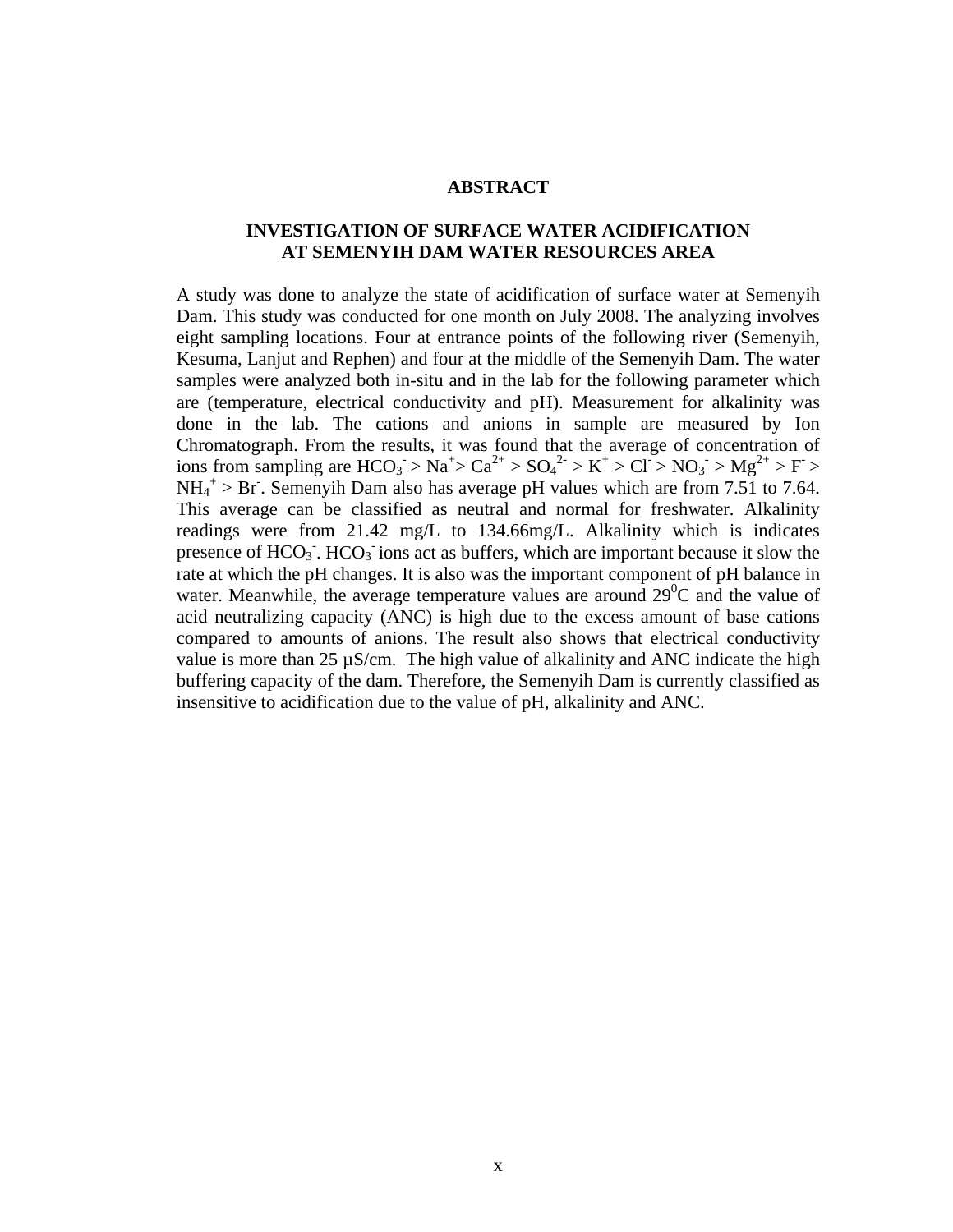# ABSTRACT

## INVESTIGATION OF SURFACE WATER ACIDIFICATION AT SEMENYIH DAM WATER RESOURCES AREA

A study was done to analyze the state of acidification of surface water at Semenyih Dam. This study was conducted for one month on July 2008. The analyzing involves eight sampling locations. Four at entrance points of the following river (Semenyih, Kesuma, Lanjut and Rephen) and four at the middle of the Semenyih Dam. The water samples were analyzed both in-situ and in the lab for the following parameter which are (temperature, electrical conductivity and pH). Measurement for alkalinity was done in the lab. The cations and anions in sample are measured by Ion Chromatograph. From the results, it was found that the average of concentration of ions from sampling are $HCO_3^-$ > $Na^+$> $Ca^{2+}$ > $SO_4^{2-}$ > $K^+$ > $Cl^-$ > $NO_3^-$ > $Mg^{2+}$ > $F^-$ > $NH_4^+$ > $Br^-$. Semenyih Dam also has average pH values which are from 7.51 to 7.64. This average can be classified as neutral and normal for freshwater. Alkalinity readings were from 21.42 mg/L to 134.66mg/L. Alkalinity which is indicates presence of $HCO_3^-$. $HCO_3^-$ ions act as buffers, which are important because it slow the rate at which the pH changes. It is also was the important component of pH balance in water. Meanwhile, the average temperature values are around $29^0$C and the value of acid neutralizing capacity (ANC) is high due to the excess amount of base cations compared to amounts of anions. The result also shows that electrical conductivity value is more than 25 µS/cm. The high value of alkalinity and ANC indicate the high buffering capacity of the dam. Therefore, the Semenyih Dam is currently classified as insensitive to acidification due to the value of pH, alkalinity and ANC.